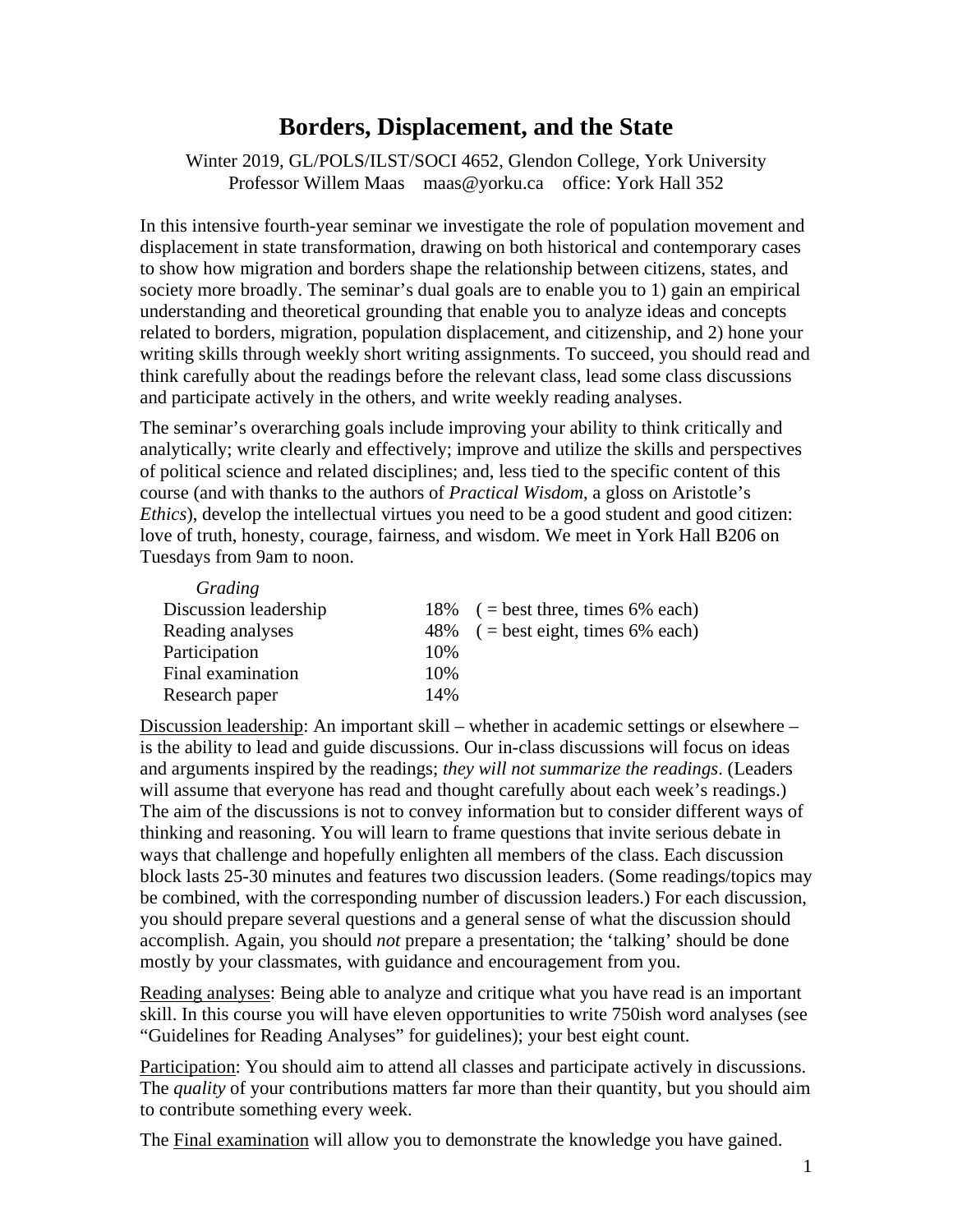# Borders, Displacement, and the State

Winter 2019, GL/POLS/ILST/SOCI 4652, Glendon College, York University
Professor Willem Maas maas@yorku.ca office: York Hall 352

In this intensive fourth-year seminar we investigate the role of population movement and displacement in state transformation, drawing on both historical and contemporary cases to show how migration and borders shape the relationship between citizens, states, and society more broadly. The seminar's dual goals are to enable you to 1) gain an empirical understanding and theoretical grounding that enable you to analyze ideas and concepts related to borders, migration, population displacement, and citizenship, and 2) hone your writing skills through weekly short writing assignments. To succeed, you should read and think carefully about the readings before the relevant class, lead some class discussions and participate actively in the others, and write weekly reading analyses.

The seminar's overarching goals include improving your ability to think critically and analytically; write clearly and effectively; improve and utilize the skills and perspectives of political science and related disciplines; and, less tied to the specific content of this course (and with thanks to the authors of *Practical Wisdom*, a gloss on Aristotle's *Ethics*), develop the intellectual virtues you need to be a good student and good citizen: love of truth, honesty, courage, fairness, and wisdom. We meet in York Hall B206 on Tuesdays from 9am to noon.

| *Grading* | | |
|---|---|---|
| Discussion leadership | 18% | ( = best three, times 6% each) |
| Reading analyses | 48% | ( = best eight, times 6% each) |
| Participation | 10% | |
| Final examination | 10% | |
| Research paper | 14% | |

<u>Discussion leadership</u>: An important skill – whether in academic settings or elsewhere – is the ability to lead and guide discussions. Our in-class discussions will focus on ideas and arguments inspired by the readings; *they will not summarize the readings*. (Leaders will assume that everyone has read and thought carefully about each week's readings.) The aim of the discussions is not to convey information but to consider different ways of thinking and reasoning. You will learn to frame questions that invite serious debate in ways that challenge and hopefully enlighten all members of the class. Each discussion block lasts 25-30 minutes and features two discussion leaders. (Some readings/topics may be combined, with the corresponding number of discussion leaders.) For each discussion, you should prepare several questions and a general sense of what the discussion should accomplish. Again, you should *not* prepare a presentation; the 'talking' should be done mostly by your classmates, with guidance and encouragement from you.

<u>Reading analyses</u>: Being able to analyze and critique what you have read is an important skill. In this course you will have eleven opportunities to write 750ish word analyses (see "Guidelines for Reading Analyses" for guidelines); your best eight count.

<u>Participation</u>: You should aim to attend all classes and participate actively in discussions. The *quality* of your contributions matters far more than their quantity, but you should aim to contribute something every week.

The <u>Final examination</u> will allow you to demonstrate the knowledge you have gained.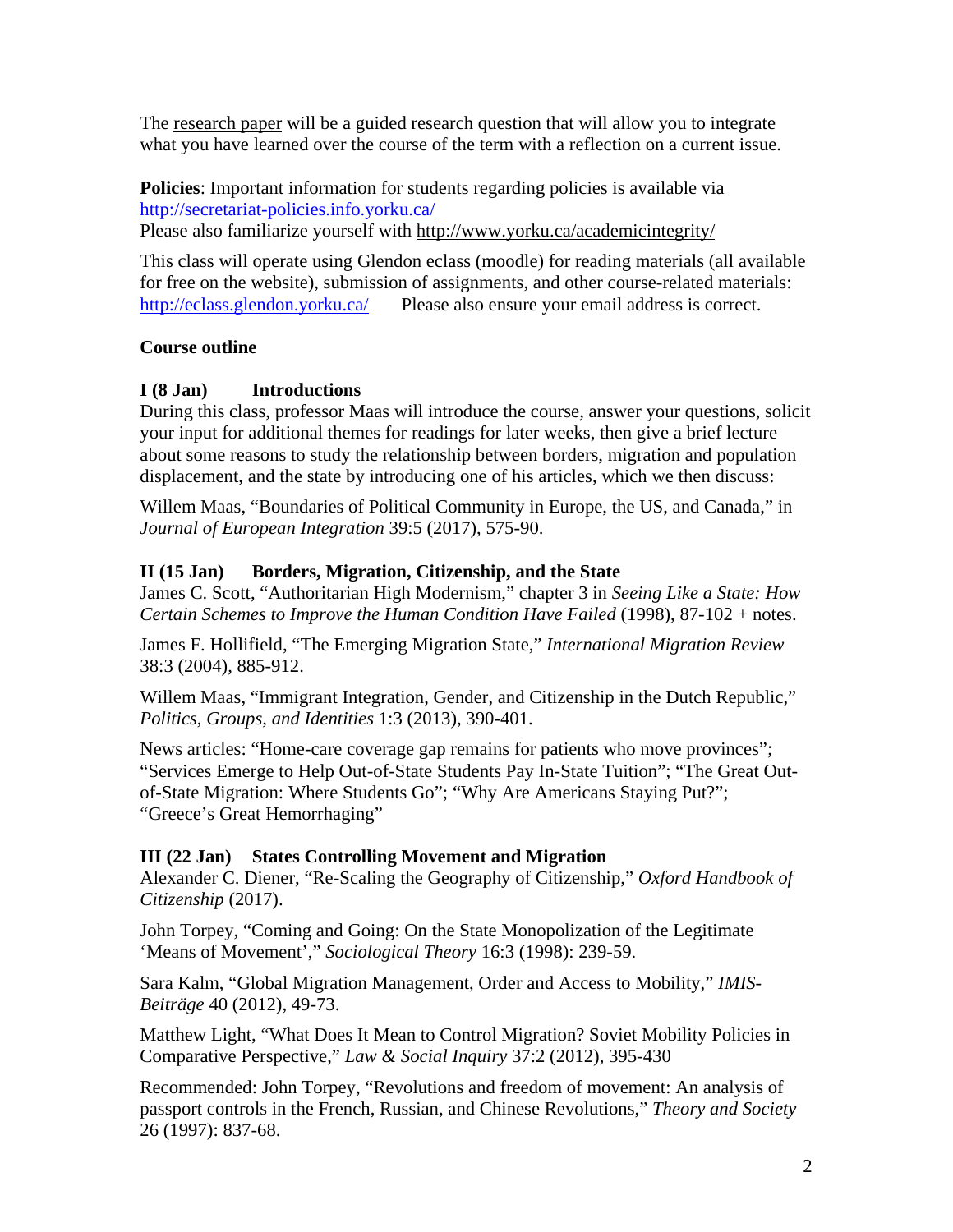The research paper will be a guided research question that will allow you to integrate what you have learned over the course of the term with a reflection on a current issue.

**Policies**: Important information for students regarding policies is available via http://secretariat-policies.info.yorku.ca/
Please also familiarize yourself with http://www.yorku.ca/academicintegrity/

This class will operate using Glendon eclass (moodle) for reading materials (all available for free on the website), submission of assignments, and other course-related materials: http://eclass.glendon.yorku.ca/ Please also ensure your email address is correct.

**Course outline**

**I (8 Jan) Introductions**

During this class, professor Maas will introduce the course, answer your questions, solicit your input for additional themes for readings for later weeks, then give a brief lecture about some reasons to study the relationship between borders, migration and population displacement, and the state by introducing one of his articles, which we then discuss:

Willem Maas, "Boundaries of Political Community in Europe, the US, and Canada," in *Journal of European Integration* 39:5 (2017), 575-90.

**II (15 Jan) Borders, Migration, Citizenship, and the State**

James C. Scott, "Authoritarian High Modernism," chapter 3 in *Seeing Like a State: How Certain Schemes to Improve the Human Condition Have Failed* (1998), 87-102 + notes.

James F. Hollifield, "The Emerging Migration State," *International Migration Review* 38:3 (2004), 885-912.

Willem Maas, "Immigrant Integration, Gender, and Citizenship in the Dutch Republic," *Politics, Groups, and Identities* 1:3 (2013), 390-401.

News articles: "Home-care coverage gap remains for patients who move provinces"; "Services Emerge to Help Out-of-State Students Pay In-State Tuition"; "The Great Out-of-State Migration: Where Students Go"; "Why Are Americans Staying Put?"; "Greece's Great Hemorrhaging"

**III (22 Jan) States Controlling Movement and Migration**

Alexander C. Diener, "Re-Scaling the Geography of Citizenship," *Oxford Handbook of Citizenship* (2017).

John Torpey, "Coming and Going: On the State Monopolization of the Legitimate 'Means of Movement'," *Sociological Theory* 16:3 (1998): 239-59.

Sara Kalm, "Global Migration Management, Order and Access to Mobility," *IMIS-Beiträge* 40 (2012), 49-73.

Matthew Light, "What Does It Mean to Control Migration? Soviet Mobility Policies in Comparative Perspective," *Law & Social Inquiry* 37:2 (2012), 395-430

Recommended: John Torpey, "Revolutions and freedom of movement: An analysis of passport controls in the French, Russian, and Chinese Revolutions," *Theory and Society* 26 (1997): 837-68.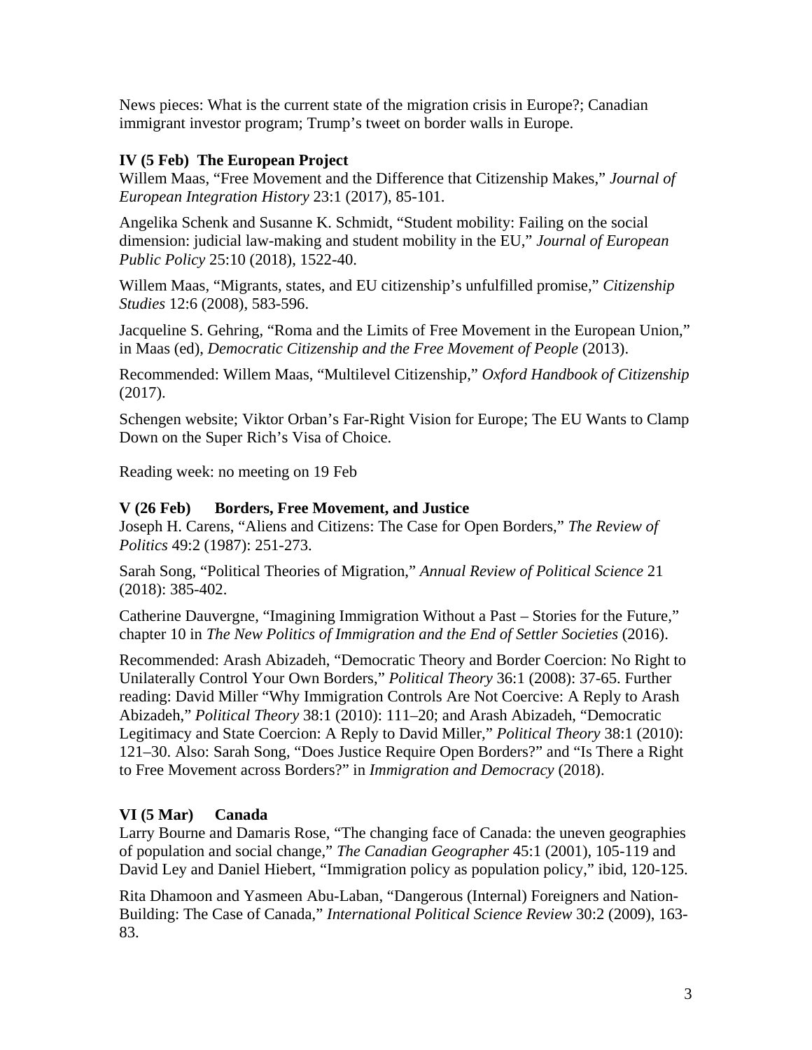News pieces: What is the current state of the migration crisis in Europe?; Canadian immigrant investor program; Trump's tweet on border walls in Europe.

### IV (5 Feb) The European Project

Willem Maas, "Free Movement and the Difference that Citizenship Makes," *Journal of European Integration History* 23:1 (2017), 85-101.

Angelika Schenk and Susanne K. Schmidt, "Student mobility: Failing on the social dimension: judicial law-making and student mobility in the EU," *Journal of European Public Policy* 25:10 (2018), 1522-40.

Willem Maas, "Migrants, states, and EU citizenship's unfulfilled promise," *Citizenship Studies* 12:6 (2008), 583-596.

Jacqueline S. Gehring, "Roma and the Limits of Free Movement in the European Union," in Maas (ed), *Democratic Citizenship and the Free Movement of People* (2013).

Recommended: Willem Maas, "Multilevel Citizenship," *Oxford Handbook of Citizenship* (2017).

Schengen website; Viktor Orban's Far-Right Vision for Europe; The EU Wants to Clamp Down on the Super Rich's Visa of Choice.

Reading week: no meeting on 19 Feb

### V (26 Feb) Borders, Free Movement, and Justice

Joseph H. Carens, "Aliens and Citizens: The Case for Open Borders," *The Review of Politics* 49:2 (1987): 251-273.

Sarah Song, "Political Theories of Migration," *Annual Review of Political Science* 21 (2018): 385-402.

Catherine Dauvergne, "Imagining Immigration Without a Past – Stories for the Future," chapter 10 in *The New Politics of Immigration and the End of Settler Societies* (2016).

Recommended: Arash Abizadeh, "Democratic Theory and Border Coercion: No Right to Unilaterally Control Your Own Borders," *Political Theory* 36:1 (2008): 37-65. Further reading: David Miller "Why Immigration Controls Are Not Coercive: A Reply to Arash Abizadeh," *Political Theory* 38:1 (2010): 111–20; and Arash Abizadeh, "Democratic Legitimacy and State Coercion: A Reply to David Miller," *Political Theory* 38:1 (2010): 121–30. Also: Sarah Song, "Does Justice Require Open Borders?" and "Is There a Right to Free Movement across Borders?" in *Immigration and Democracy* (2018).

### VI (5 Mar) Canada

Larry Bourne and Damaris Rose, "The changing face of Canada: the uneven geographies of population and social change," *The Canadian Geographer* 45:1 (2001), 105-119 and David Ley and Daniel Hiebert, "Immigration policy as population policy," ibid, 120-125.

Rita Dhamoon and Yasmeen Abu-Laban, "Dangerous (Internal) Foreigners and Nation-Building: The Case of Canada," *International Political Science Review* 30:2 (2009), 163-83.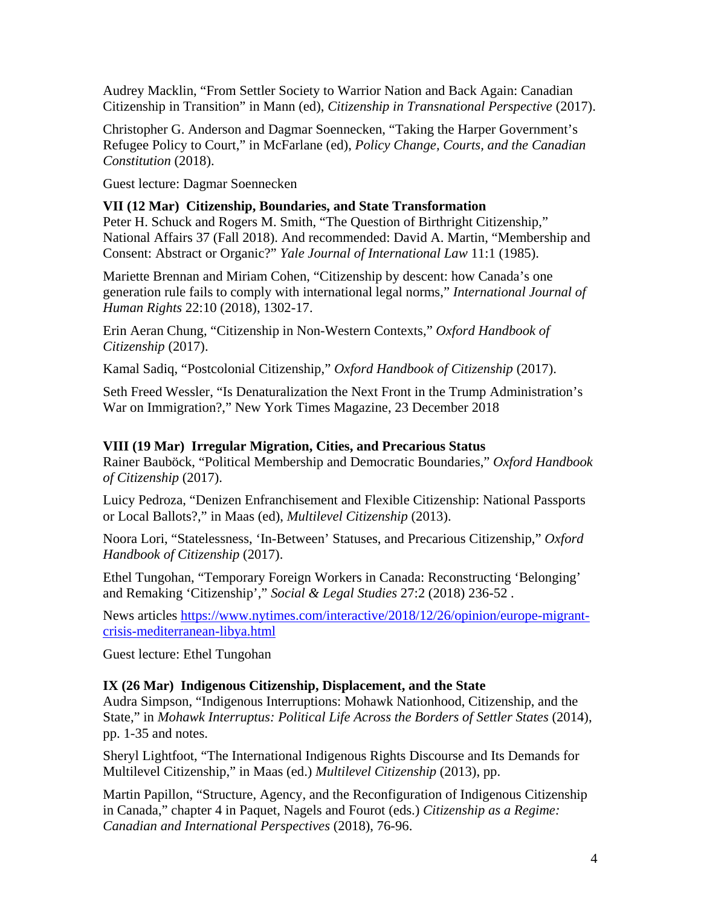Audrey Macklin, “From Settler Society to Warrior Nation and Back Again: Canadian Citizenship in Transition” in Mann (ed), *Citizenship in Transnational Perspective* (2017).

Christopher G. Anderson and Dagmar Soennecken, “Taking the Harper Government’s Refugee Policy to Court,” in McFarlane (ed), *Policy Change, Courts, and the Canadian Constitution* (2018).

Guest lecture: Dagmar Soennecken

**VII (12 Mar) Citizenship, Boundaries, and State Transformation**
Peter H. Schuck and Rogers M. Smith, “The Question of Birthright Citizenship,” National Affairs 37 (Fall 2018). And recommended: David A. Martin, “Membership and Consent: Abstract or Organic?” *Yale Journal of International Law* 11:1 (1985).

Mariette Brennan and Miriam Cohen, “Citizenship by descent: how Canada’s one generation rule fails to comply with international legal norms,” *International Journal of Human Rights* 22:10 (2018), 1302-17.

Erin Aeran Chung, “Citizenship in Non-Western Contexts,” *Oxford Handbook of Citizenship* (2017).

Kamal Sadiq, “Postcolonial Citizenship,” *Oxford Handbook of Citizenship* (2017).

Seth Freed Wessler, “Is Denaturalization the Next Front in the Trump Administration’s War on Immigration?,” New York Times Magazine, 23 December 2018

**VIII (19 Mar) Irregular Migration, Cities, and Precarious Status**
Rainer Bauböck, “Political Membership and Democratic Boundaries,” *Oxford Handbook of Citizenship* (2017).

Luicy Pedroza, “Denizen Enfranchisement and Flexible Citizenship: National Passports or Local Ballots?,” in Maas (ed), *Multilevel Citizenship* (2013).

Noora Lori, “Statelessness, ‘In-Between’ Statuses, and Precarious Citizenship,” *Oxford Handbook of Citizenship* (2017).

Ethel Tungohan, “Temporary Foreign Workers in Canada: Reconstructing ‘Belonging’ and Remaking ‘Citizenship’,” *Social & Legal Studies* 27:2 (2018) 236-52 .

News articles [https://www.nytimes.com/interactive/2018/12/26/opinion/europe-migrant-crisis-mediterranean-libya.html](https://www.nytimes.com/interactive/2018/12/26/opinion/europe-migrant-crisis-mediterranean-libya.html)

Guest lecture: Ethel Tungohan

**IX (26 Mar) Indigenous Citizenship, Displacement, and the State**
Audra Simpson, “Indigenous Interruptions: Mohawk Nationhood, Citizenship, and the State,” in *Mohawk Interruptus: Political Life Across the Borders of Settler States* (2014), pp. 1-35 and notes.

Sheryl Lightfoot, “The International Indigenous Rights Discourse and Its Demands for Multilevel Citizenship,” in Maas (ed.) *Multilevel Citizenship* (2013), pp.

Martin Papillon, “Structure, Agency, and the Reconfiguration of Indigenous Citizenship in Canada,” chapter 4 in Paquet, Nagels and Fourot (eds.) *Citizenship as a Regime: Canadian and International Perspectives* (2018), 76-96.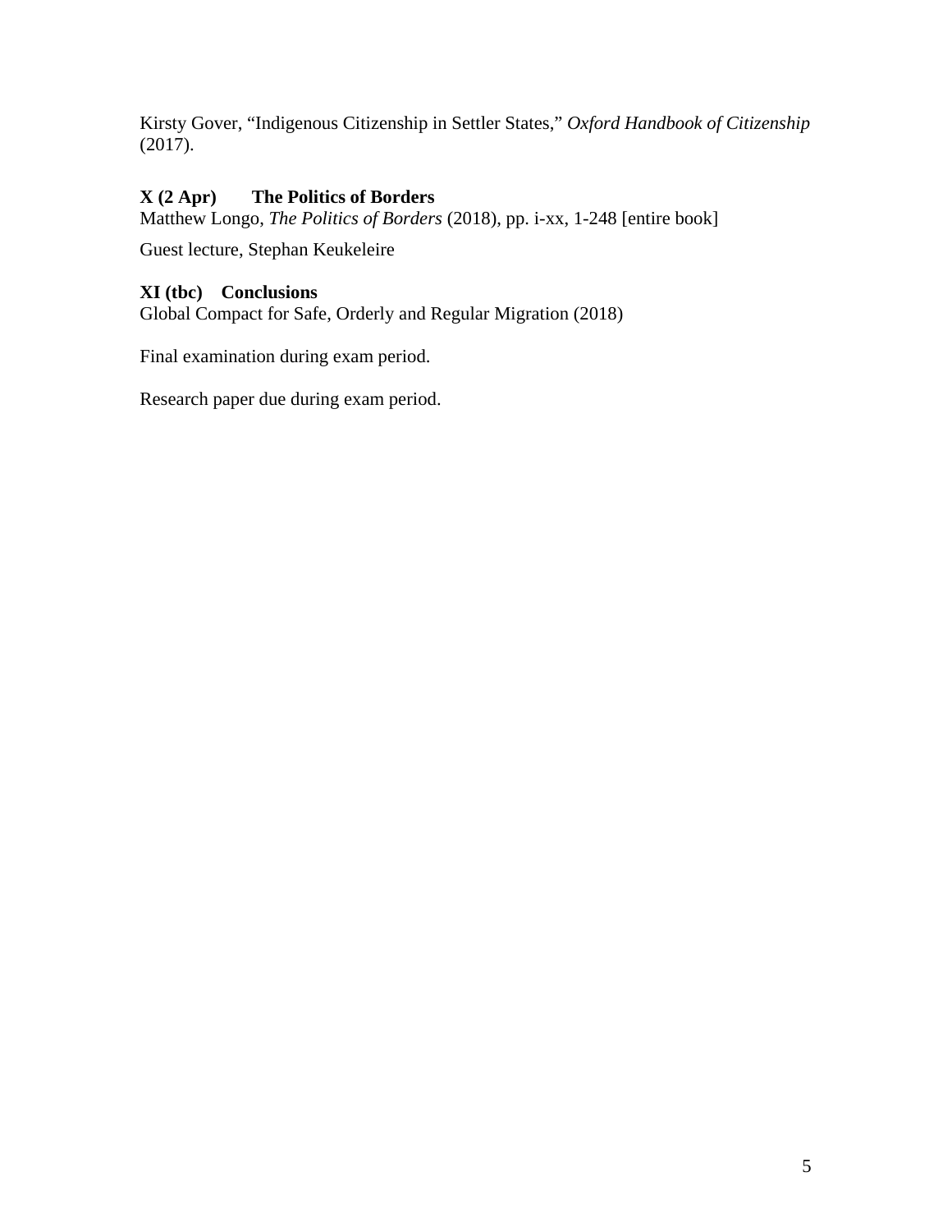Kirsty Gover, "Indigenous Citizenship in Settler States," *Oxford Handbook of Citizenship* (2017).

**X (2 Apr) The Politics of Borders**

Matthew Longo, *The Politics of Borders* (2018), pp. i-xx, 1-248 [entire book]

Guest lecture, Stephan Keukeleire

**XI (tbc) Conclusions**

Global Compact for Safe, Orderly and Regular Migration (2018)

Final examination during exam period.

Research paper due during exam period.